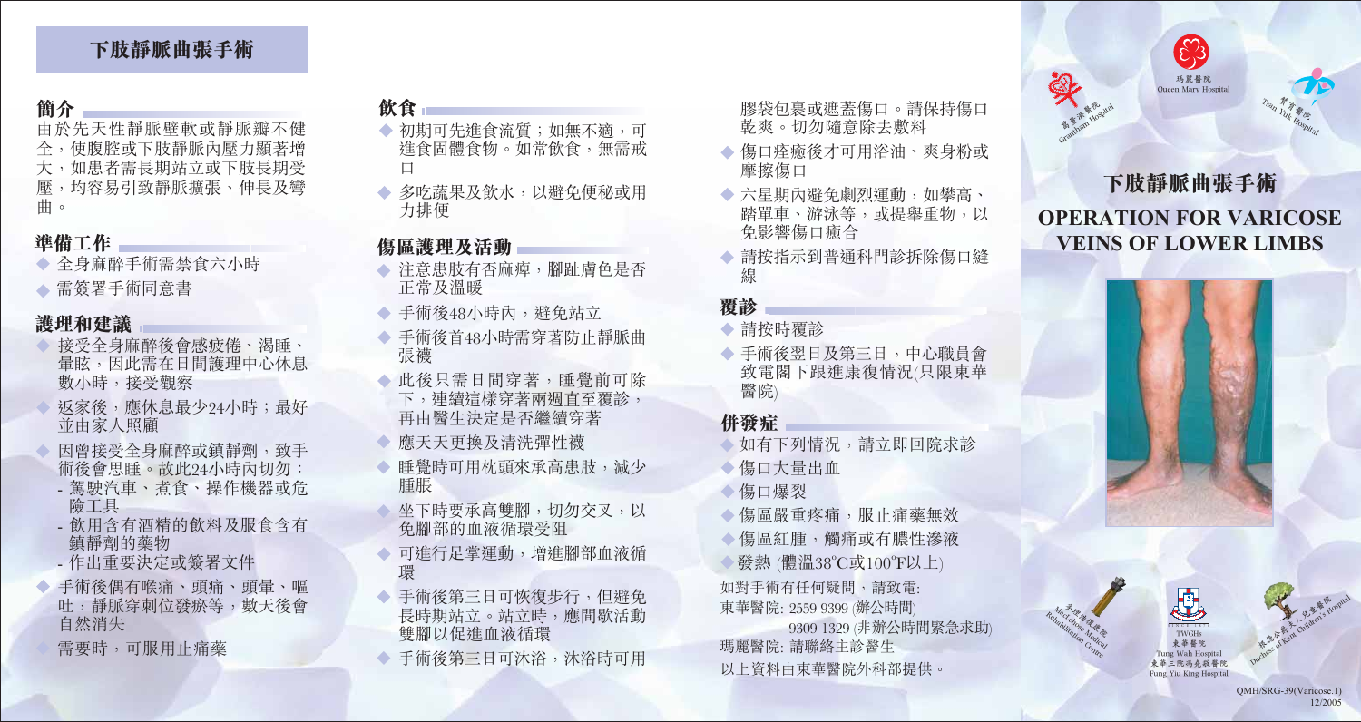# 下肢靜脈曲張手術

## 簡介

由於先天性靜脈壁軟或靜脈瓣不健全，使腹腔或下肢靜脈內壓力顯著增大，如患者需長期站立或下肢長期受壓，均容易引致靜脈擴張、伸長及彎曲。

## 準備工作

- 全身麻醉手術需禁食六小時
- 需簽署手術同意書

## 護理和建議

- 接受全身麻醉後會感疲倦、渴睡、暈眩，因此需在日間護理中心休息數小時，接受觀察
- 返家後，應休息最少24小時；最好並由家人照顧
- 因曾接受全身麻醉或鎮靜劑，致手術後會思睡。故此24小時內切勿：
  - 駕駛汽車、煮食、操作機器或危險工具
  - 飲用含有酒精的飲料及服食含有鎮靜劑的藥物
  - 作出重要決定或簽署文件
- 手術後偶有喉痛、頭痛、頭暈、嘔吐，靜脈穿刺位發瘀等，數天後會自然消失
- 需要時，可服用止痛藥

## 飲食

- 初期可先進食流質；如無不適，可進食固體食物。如常飲食，無需戒口
- 多吃蔬果及飲水，以避免便秘或用力排便

## 傷區護理及活動

- 注意患肢有否麻痺，腳趾膚色是否正常及溫暖
- 手術後48小時內，避免站立
- 手術後首48小時需穿著防止靜脈曲張襪
- 此後只需日間穿著，睡覺前可除下，連續這樣穿著兩週直至覆診，再由醫生決定是否繼續穿著
- 應天天更換及清洗彈性襪
- 睡覺時可用枕頭來承高患肢，減少腫脹
- 坐下時要承高雙腳，切勿交叉，以免腳部的血液循環受阻
- 可進行足掌運動，增進腳部血液循環
- 手術後第三日可恢復步行，但避免長時期站立。站立時，應間歇活動雙腳以促進血液循環
- 手術後第三日可沐浴，沐浴時可用膠袋包裹或遮蓋傷口。請保持傷口乾爽。切勿隨意除去敷料
- 傷口痊癒後才可用浴油、爽身粉或摩擦傷口
- 六星期內避免劇烈運動，如攀高、踏單車、游泳等，或提舉重物，以免影響傷口癒合
- 請按指示到普通科門診拆除傷口縫線

## 覆診

- 請按時覆診
- 手術後翌日及第三日，中心職員會致電閣下跟進康復情況(只限東華醫院)

## 併發症

- 如有下列情況，請立即回院求診
- 傷口大量出血
- 傷口爆裂
- 傷區嚴重疼痛，服止痛藥無效
- 傷區紅腫，觸痛或有膿性滲液
- 發熱 (體溫38°C或100°F以上)

如對手術有任何疑問，請致電:

東華醫院: 2559 9399 (辦公時間)
9309 1329 (非辦公時間緊急求助)

瑪麗醫院: 請聯絡主診醫生

以上資料由東華醫院外科部提供。

瑪麗醫院 Queen Mary Hospital

葛量洪醫院 Grantham Hospital

贊育醫院 Tsan Yuk Hospital

# 下肢靜脈曲張手術

# OPERATION FOR VARICOSE VEINS OF LOWER LIMBS

麥理浩復康院 MacLehose Medical Rehabilitation Centre

TWGHs 東華醫院 Tung Wah Hospital 東華三院馮堯敬醫院 Fung Yiu King Hospital

根德公爵夫人兒童醫院 Duchess of Kent Children's Hospital

QMH/SRG-39(Varicose.1)
12/2005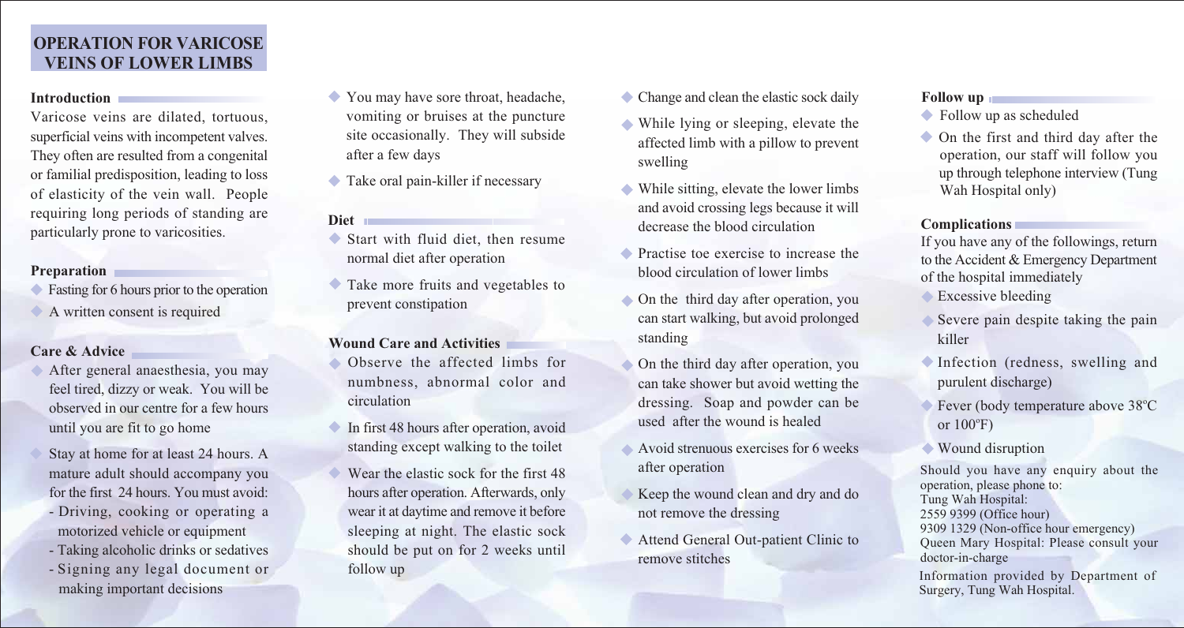# OPERATION FOR VARICOSE VEINS OF LOWER LIMBS

## Introduction

Varicose veins are dilated, tortuous, superficial veins with incompetent valves. They often are resulted from a congenital or familial predisposition, leading to loss of elasticity of the vein wall. People requiring long periods of standing are particularly prone to varicosities.

## Preparation

- Fasting for 6 hours prior to the operation
- A written consent is required

## Care & Advice

- After general anaesthesia, you may feel tired, dizzy or weak. You will be observed in our centre for a few hours until you are fit to go home
- Stay at home for at least 24 hours. A mature adult should accompany you for the first 24 hours. You must avoid:
  - Driving, cooking or operating a motorized vehicle or equipment
  - Taking alcoholic drinks or sedatives
  - Signing any legal document or making important decisions
- You may have sore throat, headache, vomiting or bruises at the puncture site occasionally. They will subside after a few days
- Take oral pain-killer if necessary

## Diet

- Start with fluid diet, then resume normal diet after operation
- Take more fruits and vegetables to prevent constipation

## Wound Care and Activities

- Observe the affected limbs for numbness, abnormal color and circulation
- In first 48 hours after operation, avoid standing except walking to the toilet
- Wear the elastic sock for the first 48 hours after operation. Afterwards, only wear it at daytime and remove it before sleeping at night. The elastic sock should be put on for 2 weeks until follow up
- Change and clean the elastic sock daily
- While lying or sleeping, elevate the affected limb with a pillow to prevent swelling
- While sitting, elevate the lower limbs and avoid crossing legs because it will decrease the blood circulation
- Practise toe exercise to increase the blood circulation of lower limbs
- On the third day after operation, you can start walking, but avoid prolonged standing
- On the third day after operation, you can take shower but avoid wetting the dressing. Soap and powder can be used after the wound is healed
- Avoid strenuous exercises for 6 weeks after operation
- Keep the wound clean and dry and do not remove the dressing
- Attend General Out-patient Clinic to remove stitches

## Follow up

- Follow up as scheduled
- On the first and third day after the operation, our staff will follow you up through telephone interview (Tung Wah Hospital only)

## Complications

If you have any of the followings, return to the Accident & Emergency Department of the hospital immediately

- Excessive bleeding
- Severe pain despite taking the pain killer
- Infection (redness, swelling and purulent discharge)
- Fever (body temperature above 38ºC or 100ºF)
- Wound disruption

Should you have any enquiry about the operation, please phone to:
Tung Wah Hospital:
2559 9399 (Office hour)
9309 1329 (Non-office hour emergency)
Queen Mary Hospital: Please consult your doctor-in-charge

Information provided by Department of Surgery, Tung Wah Hospital.